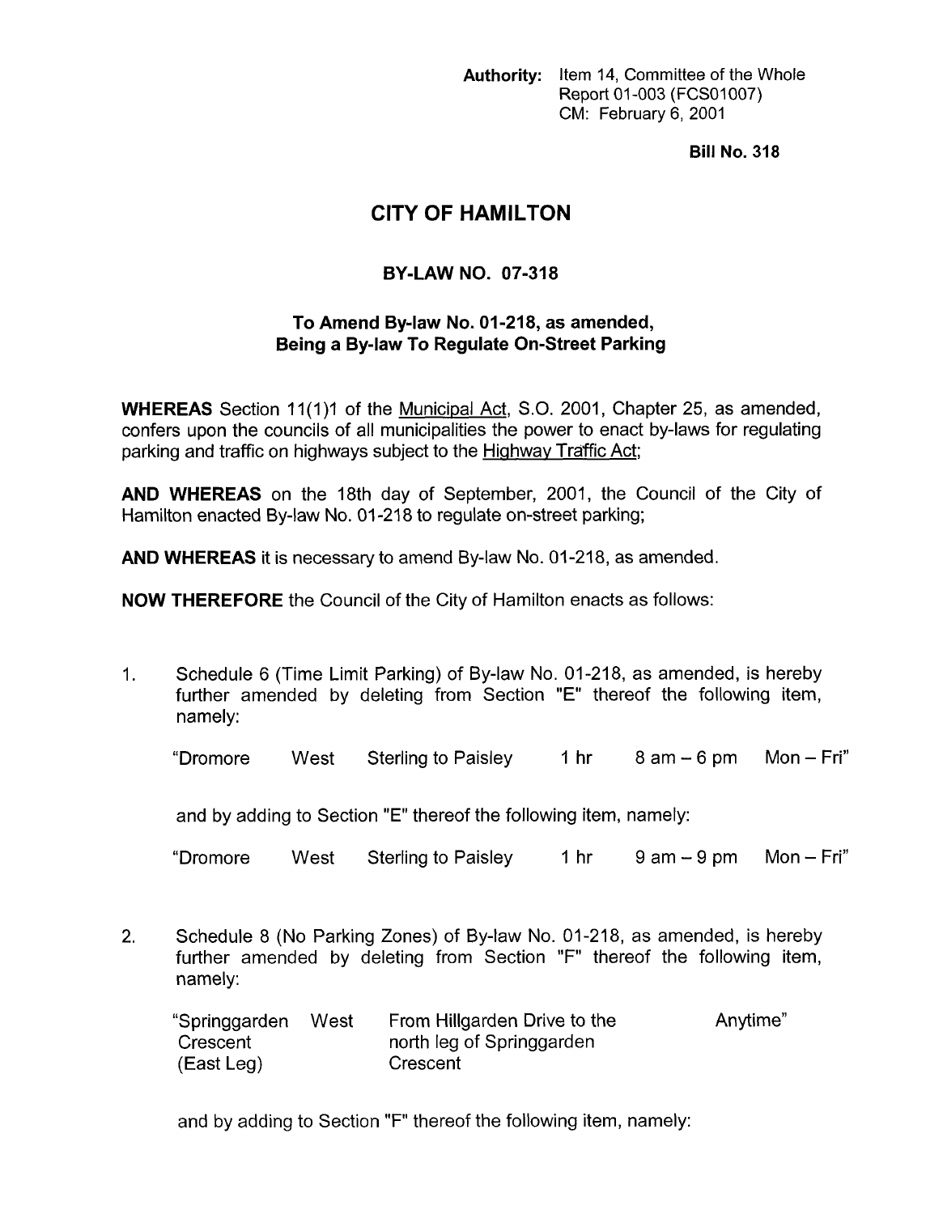**Authority:** Item 14, Committee of the Whole Report 01-003 (FCS01007) CM: February 6, 2001

**Bill No. 318**

# CITY OF HAMILTON

## BY-LAW NO. 07-318

### To Amend By-law No. 01-218, as amended, Being a By-law To Regulate On-Street Parking

**WHEREAS** Section 11(1)1 of the Municipal Act, S.O. 2001, Chapter 25, as amended, confers upon the councils of all municipalities the power to enact by-laws for regulating parking and traffic on highways subject to the Highway Traffic Act;

**AND WHEREAS** on the 18th day of September, 2001, the Council of the City of Hamilton enacted By-law No. 01-218 to regulate on-street parking;

**AND WHEREAS** it is necessary to amend By-law No. 01-218, as amended.

**NOW THEREFORE** the Council of the City of Hamilton enacts as follows:

1. Schedule 6 (Time Limit Parking) of By-law No. 01-218, as amended, is hereby further amended by deleting from Section "E" thereof the following item, namely:

| | | | | | |
|---|---|---|---|---|---|
| "Dromore | West | Sterling to Paisley | 1 hr | 8 am – 6 pm | Mon – Fri" |

and by adding to Section "E" thereof the following item, namely:

| | | | | | |
|---|---|---|---|---|---|
| "Dromore | West | Sterling to Paisley | 1 hr | 9 am – 9 pm | Mon – Fri" |

2. Schedule 8 (No Parking Zones) of By-law No. 01-218, as amended, is hereby further amended by deleting from Section "F" thereof the following item, namely:

| | | | |
|---|---|---|---|
| "Springgarden Crescent (East Leg) | West | From Hillgarden Drive to the north leg of Springgarden Crescent | Anytime" |

and by adding to Section "F" thereof the following item, namely: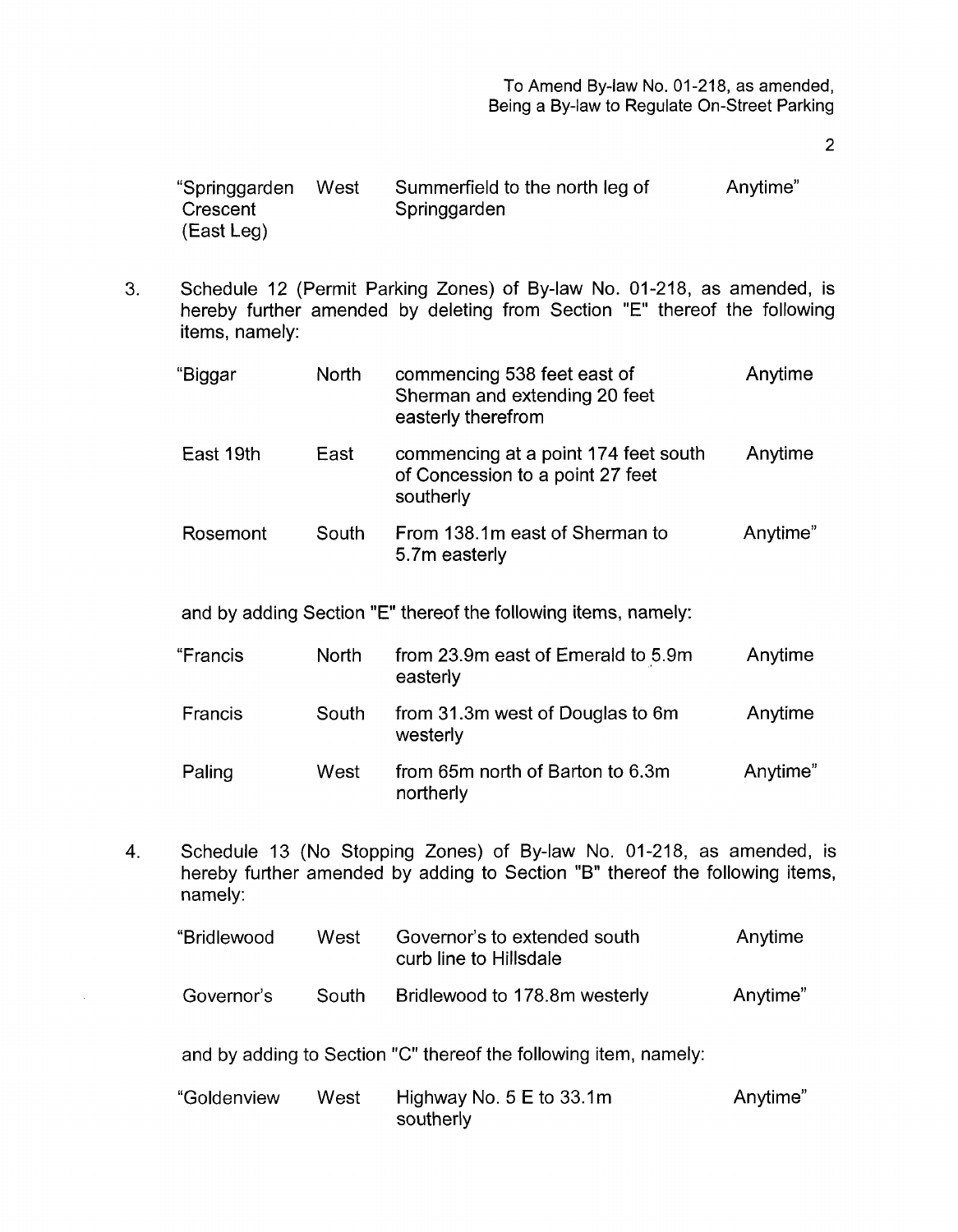| "Springgarden Crescent (East Leg) | West | Summerfield to the north leg of Springgarden | Anytime" |
|---|---|---|---|

3. Schedule 12 (Permit Parking Zones) of By-law No. 01-218, as amended, is hereby further amended by deleting from Section "E" thereof the following items, namely:

| "Biggar | North | commencing 538 feet east of Sherman and extending 20 feet easterly therefrom | Anytime |
|---|---|---|---|
| East 19th | East | commencing at a point 174 feet south of Concession to a point 27 feet southerly | Anytime |
| Rosemont | South | From 138.1m east of Sherman to 5.7m easterly | Anytime" |

and by adding Section "E" thereof the following items, namely:

| "Francis | North | from 23.9m east of Emerald to 5.9m easterly | Anytime |
|---|---|---|---|
| Francis | South | from 31.3m west of Douglas to 6m westerly | Anytime |
| Paling | West | from 65m north of Barton to 6.3m northerly | Anytime" |

4. Schedule 13 (No Stopping Zones) of By-law No. 01-218, as amended, is hereby further amended by adding to Section "B" thereof the following items, namely:

| "Bridlewood | West | Governor's to extended south curb line to Hillsdale | Anytime |
|---|---|---|---|
| Governor's | South | Bridlewood to 178.8m westerly | Anytime" |

and by adding to Section "C" thereof the following item, namely:

| "Goldenview | West | Highway No. 5 E to 33.1m southerly | Anytime" |
|---|---|---|---|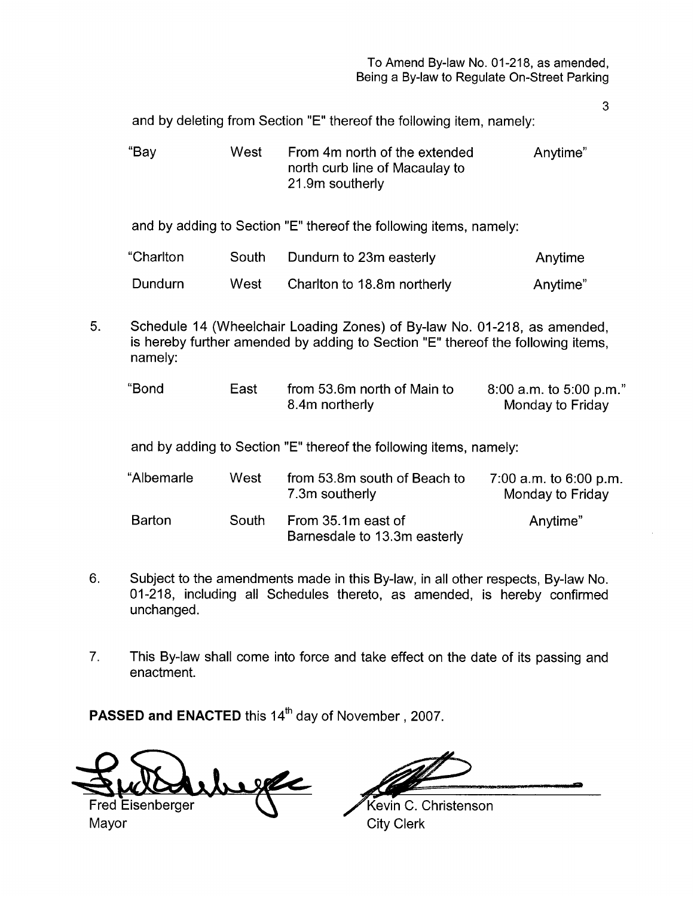and by deleting from Section "E" thereof the following item, namely:

| | | | |
|---|---|---|---|
| "Bay | West | From 4m north of the extended north curb line of Macaulay to 21.9m southerly | Anytime" |

and by adding to Section "E" thereof the following items, namely:

| | | | |
|---|---|---|---|
| "Charlton | South | Dundurn to 23m easterly | Anytime |
| Dundurn | West | Charlton to 18.8m northerly | Anytime" |

5. Schedule 14 (Wheelchair Loading Zones) of By-law No. 01-218, as amended, is hereby further amended by adding to Section "E" thereof the following items, namely:

| | | | |
|---|---|---|---|
| "Bond | East | from 53.6m north of Main to 8.4m northerly | 8:00 a.m. to 5:00 p.m." Monday to Friday |

and by adding to Section "E" thereof the following items, namely:

| | | | |
|---|---|---|---|
| "Albemarle | West | from 53.8m south of Beach to 7.3m southerly | 7:00 a.m. to 6:00 p.m. Monday to Friday |
| Barton | South | From 35.1m east of Barnesdale to 13.3m easterly | Anytime" |

6. Subject to the amendments made in this By-law, in all other respects, By-law No. 01-218, including all Schedules thereto, as amended, is hereby confirmed unchanged.

7. This By-law shall come into force and take effect on the date of its passing and enactment.

**PASSED and ENACTED** this 14th day of November , 2007.

Fred Eisenberger
Mayor

Kevin C. Christenson
City Clerk